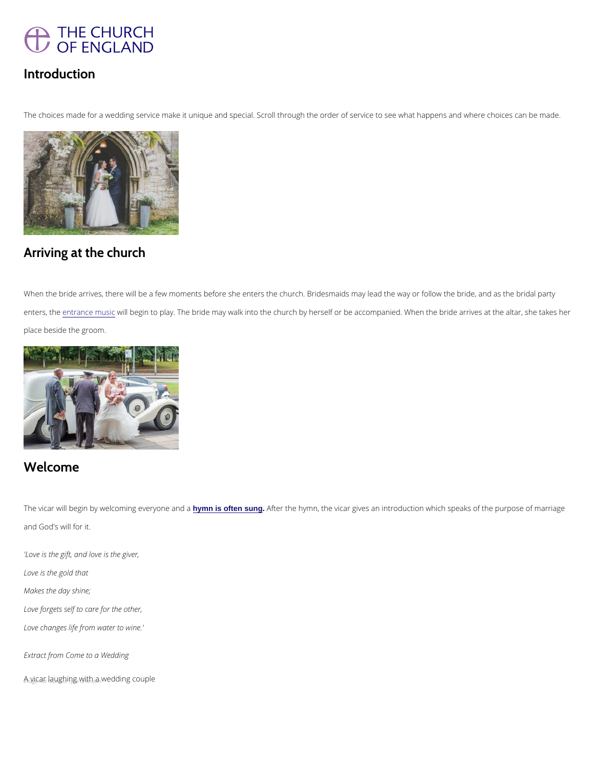## Introduction

The choices made for a wedding service make it unique and special. Scroll through the order of service to see what happens and where choices can be made.

## Arriving at the church

When the bride arrives, there will be a few moments before she enters the church. Bridesmaids may lead the way or follow the bride, and as the bridal party enters, the entrance music will begin to play. The bride may walk into the church by herself or be accompanied. When the bride arrives at the altar, she takes her place beside the groom.

## Welcome

The vicar will begin by welcoming everyone and a **hymn is often sung**. After the hymn, the vicar gives an introduction which speaks of the purpose of marriage and God's will for it.

*'Love is the gift, and love is the giver,*

*Love is the gold that*

*Makes the day shine;*

*Love forgets self to care for the other,*

*Love changes life from water to wine.'*

*Extract from Come to a Wedding*

A vicar laughing with a wedding couple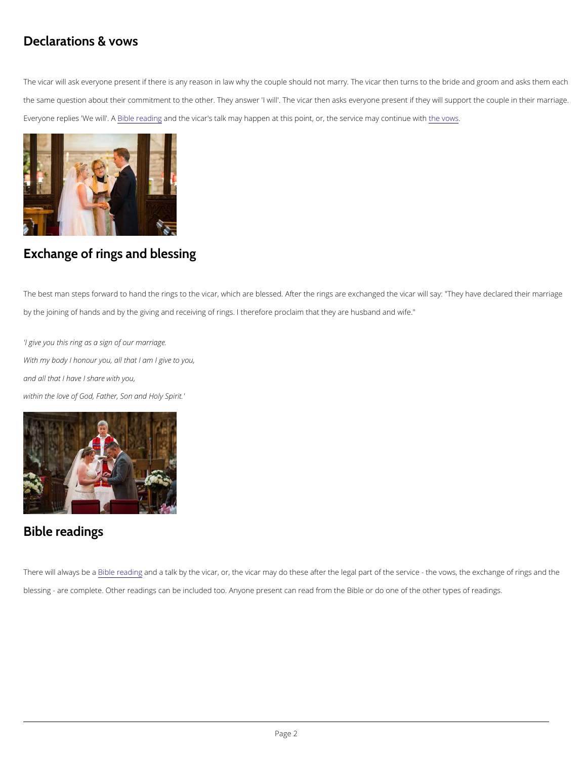## Declarations & vows

The vicar will ask everyone present if there is any reason in law why the couple should not marry. The vicar then turns to the bride and groom and asks them each the same question about their commitment to the other. They answer 'I will'. The vicar then asks everyone present if they will support the couple in their marriage. Everyone replies 'We will'. A Bible reading and the vicar's talk may happen at this point, or, the service may continue with the vows.

## Exchange of rings and blessing

The best man steps forward to hand the rings to the vicar, which are blessed. After the rings are exchanged the vicar will say: "They have declared their marriage by the joining of hands and by the giving and receiving of rings. I therefore proclaim that they are husband and wife."

*'I give you this ring as a sign of our marriage.*

*With my body I honour you, all that I am I give to you,*

*and all that I have I share with you,*

*within the love of God, Father, Son and Holy Spirit.'*

## Bible readings

There will always be a Bible reading and a talk by the vicar, or, the vicar may do these after the legal part of the service - the vows, the exchange of rings and the blessing - are complete. Other readings can be included too. Anyone present can read from the Bible or do one of the other types of readings.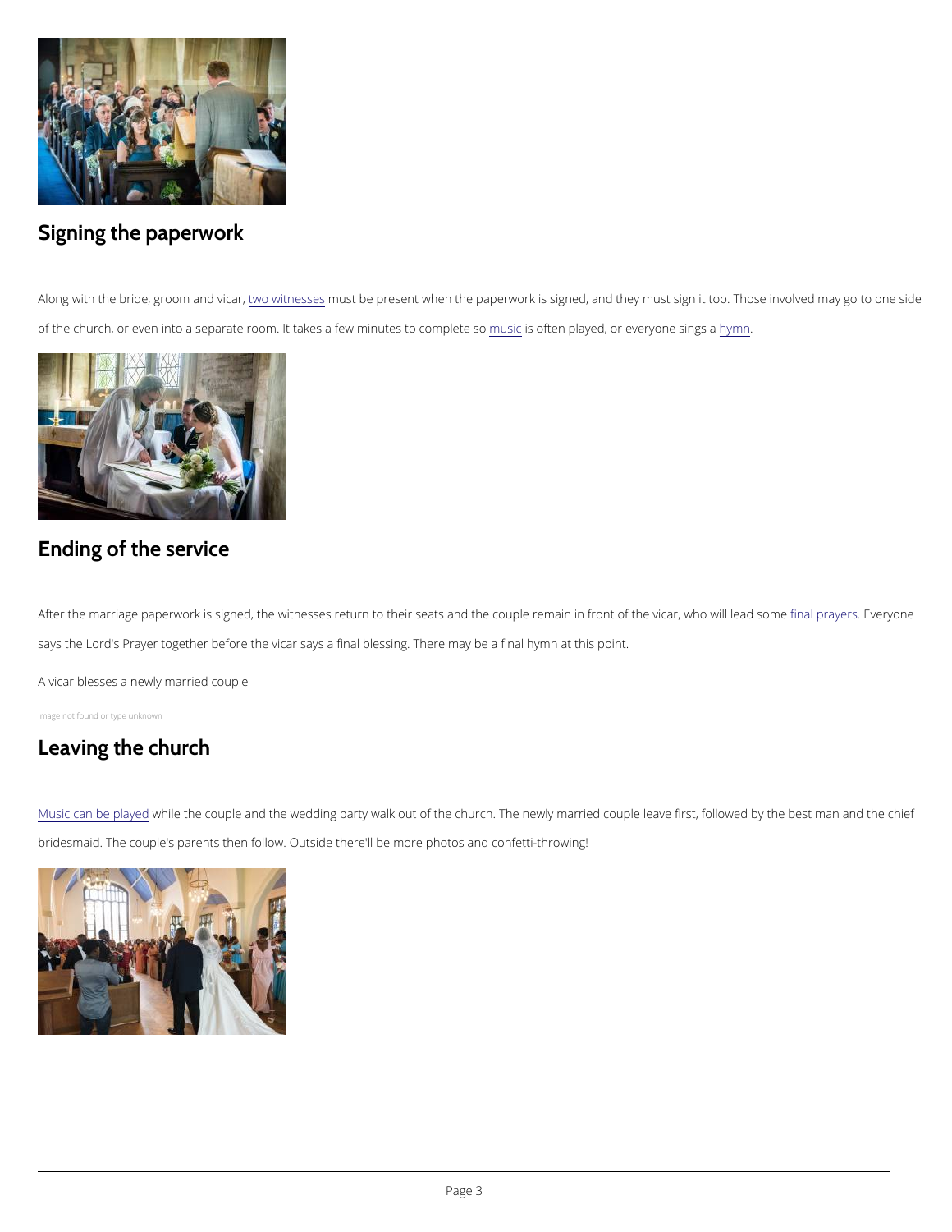## Signing the paperwork

Along with the bride, groom and vicar, two witnesses must be present when the paperwork is signed, and they must sign it too. Those involved may go to one side of the church, or even into a separate room. It takes a few minutes to complete so music is often played, or everyone sings a hymn.

## Ending of the service

After the marriage paperwork is signed, the witnesses return to their seats and the couple remain in front of the vicar, who will lead some final prayers. Everyone says the Lord's Prayer together before the vicar says a final blessing. There may be a final hymn at this point.

A vicar blesses a newly married couple

Image not found or type unknown

## Leaving the church

Music can be played while the couple and the wedding party walk out of the church. The newly married couple leave first, followed by the best man and the chief bridesmaid. The couple's parents then follow. Outside there'll be more photos and confetti-throwing!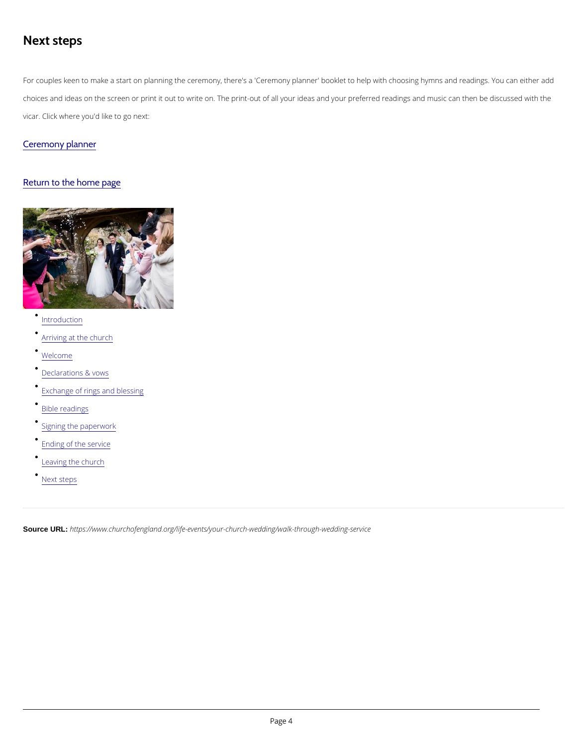## Next steps

For couples keen to make a start on planning the ceremony, there's a 'Ceremony planner' booklet to help with choosing hymns and readings. You can either add choices and ideas on the screen or print it out to write on. The print-out of all your ideas and your preferred readings and music can then be discussed with the vicar. Click where you'd like to go next:

Ceremony planner

Return to the home page

- Introduction
- Arriving at the church
- Welcome
- Declarations & vows
- Exchange of rings and blessing
- Bible readings
- Signing the paperwork
- Ending of the service
- Leaving the church
- Next steps

**Source URL:** *https://www.churchofengland.org/life-events/your-church-wedding/walk-through-wedding-service*